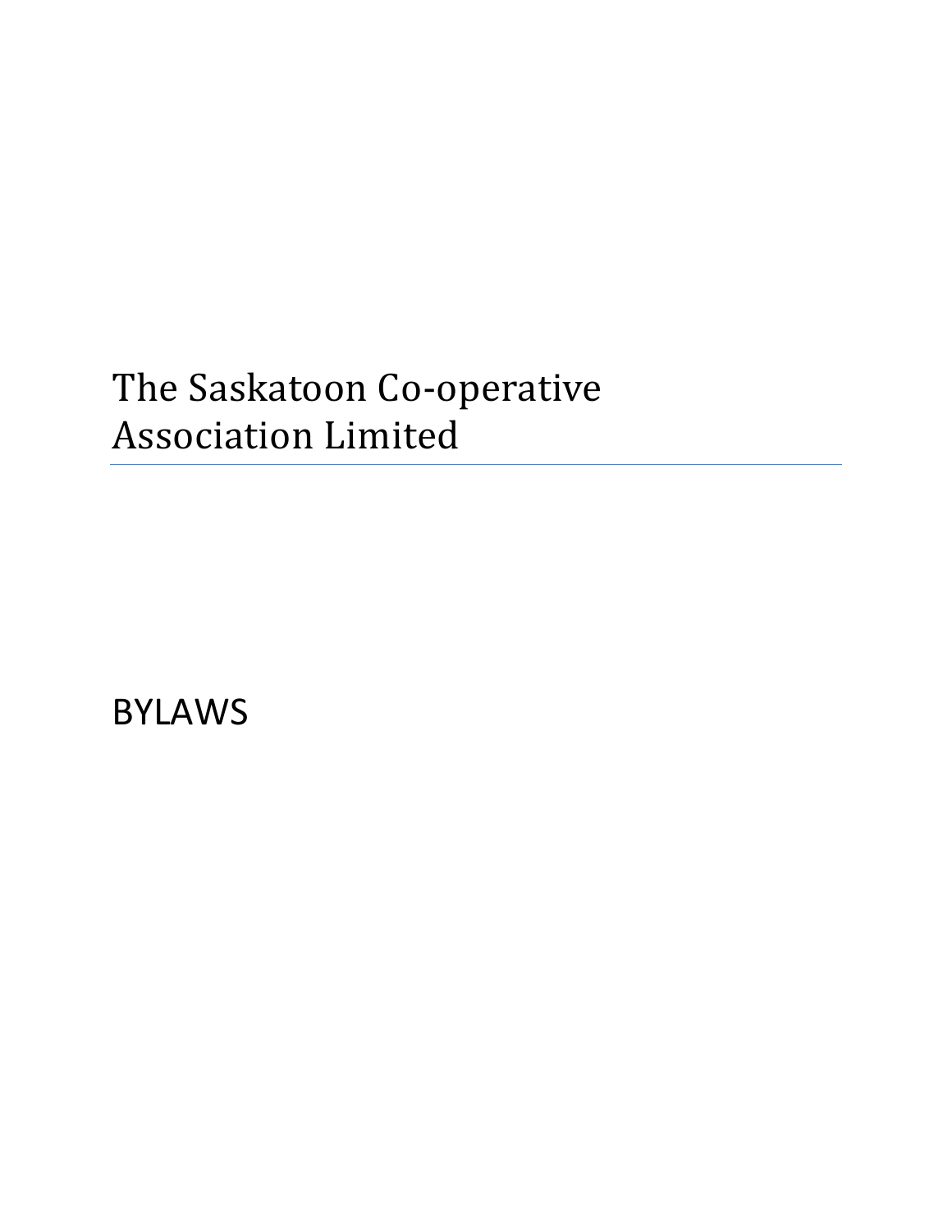# The Saskatoon Co-operative Association Limited

---

BYLAWS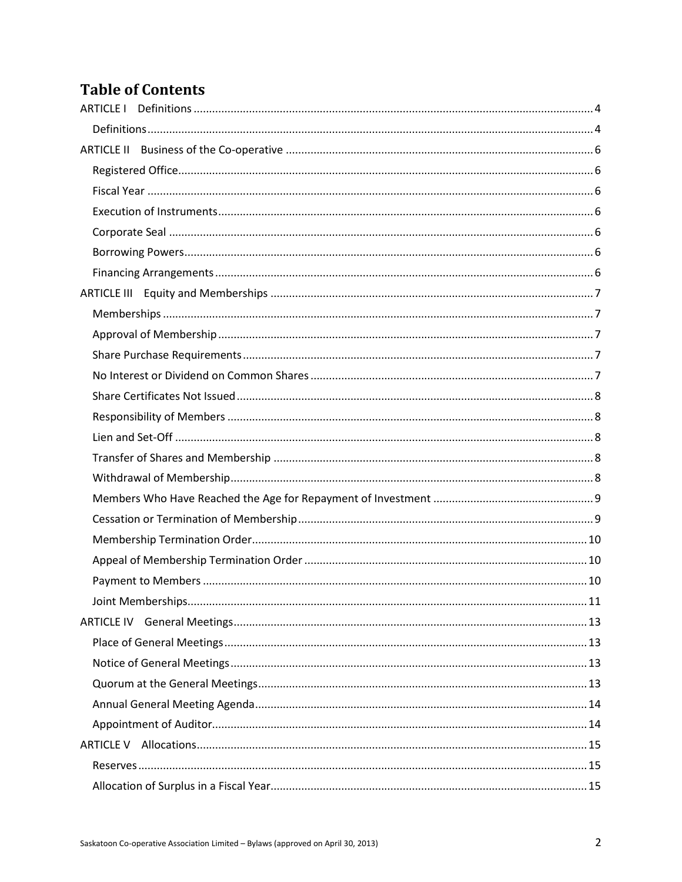# Table of Contents

ARTICLE I Definitions ..... 4

- Definitions ..... 4

ARTICLE II Business of the Co-operative ..... 6

- Registered Office ..... 6
- Fiscal Year ..... 6
- Execution of Instruments ..... 6
- Corporate Seal ..... 6
- Borrowing Powers ..... 6
- Financing Arrangements ..... 6

ARTICLE III Equity and Memberships ..... 7

- Memberships ..... 7
- Approval of Membership ..... 7
- Share Purchase Requirements ..... 7
- No Interest or Dividend on Common Shares ..... 7
- Share Certificates Not Issued ..... 8
- Responsibility of Members ..... 8
- Lien and Set-Off ..... 8
- Transfer of Shares and Membership ..... 8
- Withdrawal of Membership ..... 8
- Members Who Have Reached the Age for Repayment of Investment ..... 9
- Cessation or Termination of Membership ..... 9
- Membership Termination Order ..... 10
- Appeal of Membership Termination Order ..... 10
- Payment to Members ..... 10
- Joint Memberships ..... 11

ARTICLE IV General Meetings ..... 13

- Place of General Meetings ..... 13
- Notice of General Meetings ..... 13
- Quorum at the General Meetings ..... 13
- Annual General Meeting Agenda ..... 14
- Appointment of Auditor ..... 14

ARTICLE V Allocations ..... 15

- Reserves ..... 15
- Allocation of Surplus in a Fiscal Year ..... 15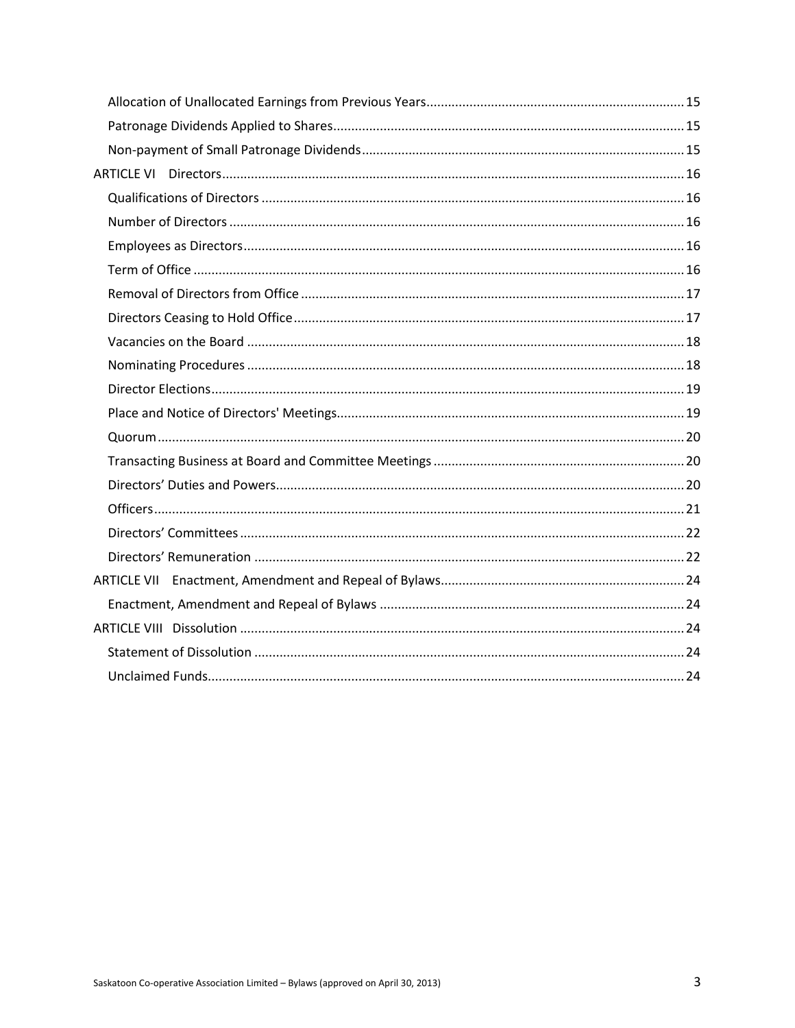- Allocation of Unallocated Earnings from Previous Years ........ 15
- Patronage Dividends Applied to Shares ........ 15
- Non-payment of Small Patronage Dividends ........ 15

ARTICLE VI Directors ........ 16

- Qualifications of Directors ........ 16
- Number of Directors ........ 16
- Employees as Directors ........ 16
- Term of Office ........ 16
- Removal of Directors from Office ........ 17
- Directors Ceasing to Hold Office ........ 17
- Vacancies on the Board ........ 18
- Nominating Procedures ........ 18
- Director Elections ........ 19
- Place and Notice of Directors' Meetings ........ 19
- Quorum ........ 20
- Transacting Business at Board and Committee Meetings ........ 20
- Directors' Duties and Powers ........ 20
- Officers ........ 21
- Directors' Committees ........ 22
- Directors' Remuneration ........ 22

ARTICLE VII Enactment, Amendment and Repeal of Bylaws ........ 24

- Enactment, Amendment and Repeal of Bylaws ........ 24

ARTICLE VIII Dissolution ........ 24

- Statement of Dissolution ........ 24
- Unclaimed Funds ........ 24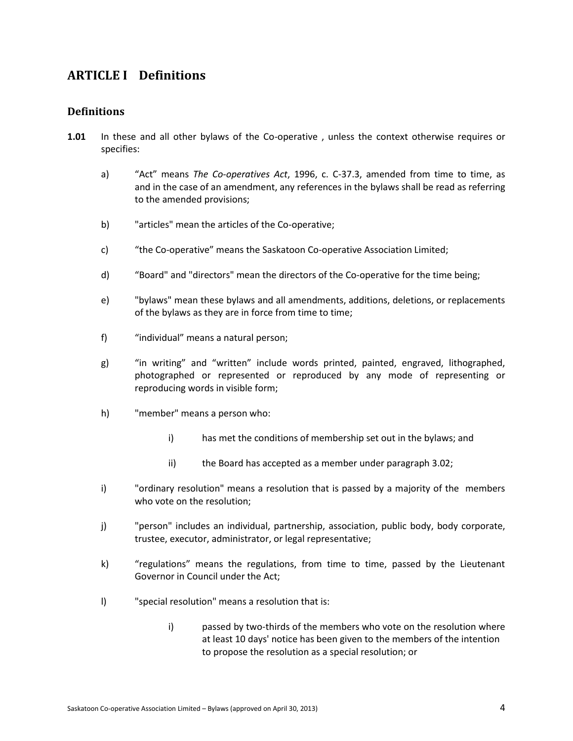# ARTICLE I Definitions

## Definitions

**1.01** In these and all other bylaws of the Co-operative , unless the context otherwise requires or specifies:

a) "Act" means *The Co-operatives Act*, 1996, c. C-37.3, amended from time to time, as and in the case of an amendment, any references in the bylaws shall be read as referring to the amended provisions;

b) "articles" mean the articles of the Co-operative;

c) "the Co-operative" means the Saskatoon Co-operative Association Limited;

d) "Board" and "directors" mean the directors of the Co-operative for the time being;

e) "bylaws" mean these bylaws and all amendments, additions, deletions, or replacements of the bylaws as they are in force from time to time;

f) "individual" means a natural person;

g) "in writing" and "written" include words printed, painted, engraved, lithographed, photographed or represented or reproduced by any mode of representing or reproducing words in visible form;

h) "member" means a person who:

  i) has met the conditions of membership set out in the bylaws; and

  ii) the Board has accepted as a member under paragraph 3.02;

i) "ordinary resolution" means a resolution that is passed by a majority of the members who vote on the resolution;

j) "person" includes an individual, partnership, association, public body, body corporate, trustee, executor, administrator, or legal representative;

k) "regulations" means the regulations, from time to time, passed by the Lieutenant Governor in Council under the Act;

l) "special resolution" means a resolution that is:

  i) passed by two-thirds of the members who vote on the resolution where at least 10 days' notice has been given to the members of the intention to propose the resolution as a special resolution; or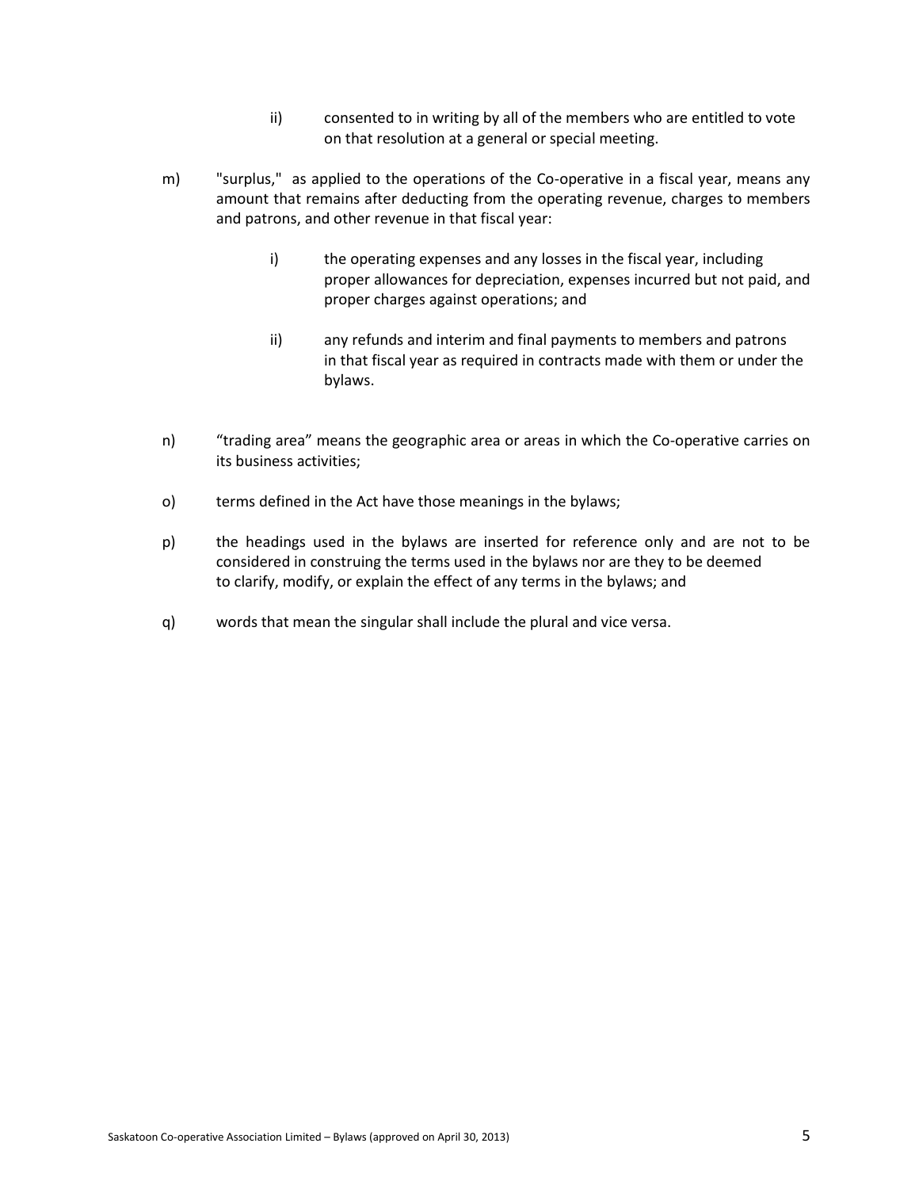ii) consented to in writing by all of the members who are entitled to vote on that resolution at a general or special meeting.

m) "surplus," as applied to the operations of the Co-operative in a fiscal year, means any amount that remains after deducting from the operating revenue, charges to members and patrons, and other revenue in that fiscal year:

  i) the operating expenses and any losses in the fiscal year, including proper allowances for depreciation, expenses incurred but not paid, and proper charges against operations; and

  ii) any refunds and interim and final payments to members and patrons in that fiscal year as required in contracts made with them or under the bylaws.

n) "trading area" means the geographic area or areas in which the Co-operative carries on its business activities;

o) terms defined in the Act have those meanings in the bylaws;

p) the headings used in the bylaws are inserted for reference only and are not to be considered in construing the terms used in the bylaws nor are they to be deemed to clarify, modify, or explain the effect of any terms in the bylaws; and

q) words that mean the singular shall include the plural and vice versa.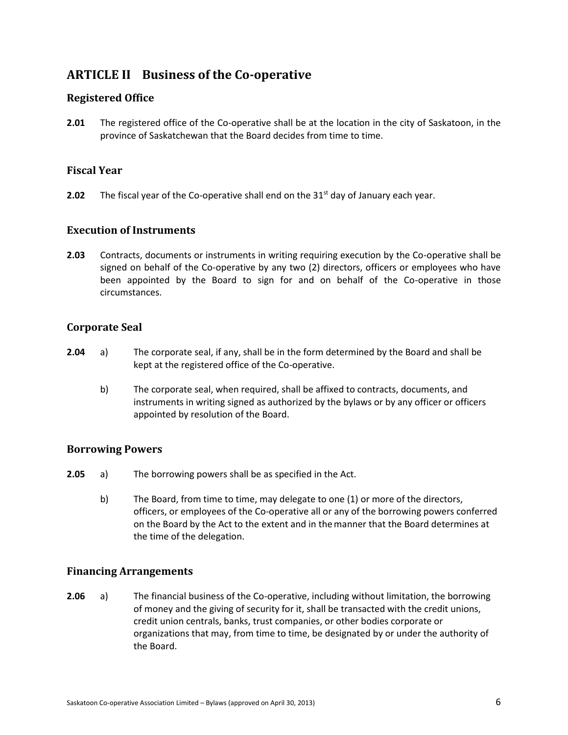## ARTICLE II Business of the Co-operative

### Registered Office

**2.01** The registered office of the Co-operative shall be at the location in the city of Saskatoon, in the province of Saskatchewan that the Board decides from time to time.

### Fiscal Year

**2.02** The fiscal year of the Co-operative shall end on the 31st day of January each year.

### Execution of Instruments

**2.03** Contracts, documents or instruments in writing requiring execution by the Co-operative shall be signed on behalf of the Co-operative by any two (2) directors, officers or employees who have been appointed by the Board to sign for and on behalf of the Co-operative in those circumstances.

### Corporate Seal

**2.04** a) The corporate seal, if any, shall be in the form determined by the Board and shall be kept at the registered office of the Co-operative.

b) The corporate seal, when required, shall be affixed to contracts, documents, and instruments in writing signed as authorized by the bylaws or by any officer or officers appointed by resolution of the Board.

### Borrowing Powers

**2.05** a) The borrowing powers shall be as specified in the Act.

b) The Board, from time to time, may delegate to one (1) or more of the directors, officers, or employees of the Co-operative all or any of the borrowing powers conferred on the Board by the Act to the extent and in the manner that the Board determines at the time of the delegation.

### Financing Arrangements

**2.06** a) The financial business of the Co-operative, including without limitation, the borrowing of money and the giving of security for it, shall be transacted with the credit unions, credit union centrals, banks, trust companies, or other bodies corporate or organizations that may, from time to time, be designated by or under the authority of the Board.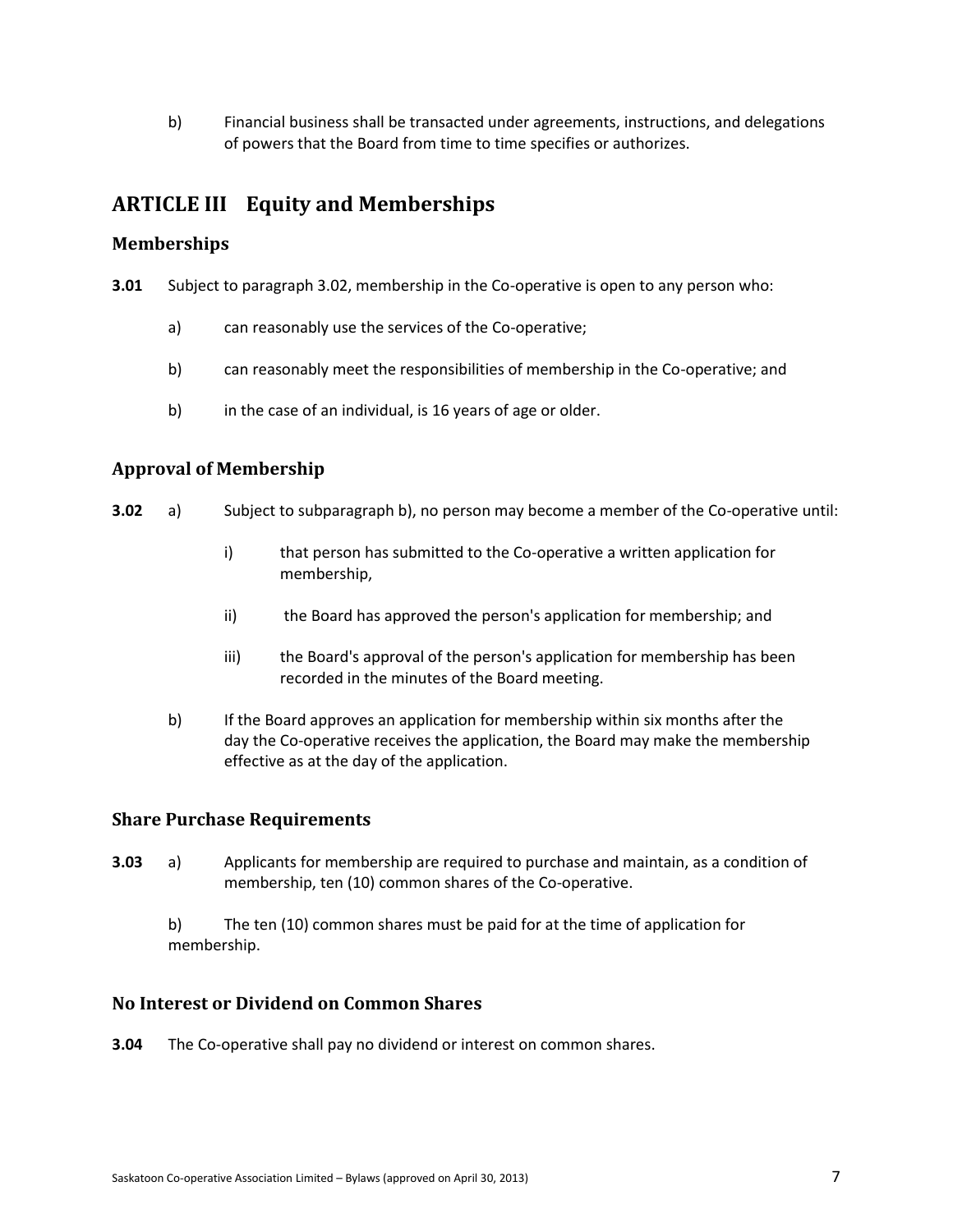b) Financial business shall be transacted under agreements, instructions, and delegations of powers that the Board from time to time specifies or authorizes.

## ARTICLE III Equity and Memberships

### Memberships

**3.01** Subject to paragraph 3.02, membership in the Co-operative is open to any person who:

a) can reasonably use the services of the Co-operative;

b) can reasonably meet the responsibilities of membership in the Co-operative; and

b) in the case of an individual, is 16 years of age or older.

### Approval of Membership

**3.02** a) Subject to subparagraph b), no person may become a member of the Co-operative until:

i) that person has submitted to the Co-operative a written application for membership,

ii) the Board has approved the person's application for membership; and

iii) the Board's approval of the person's application for membership has been recorded in the minutes of the Board meeting.

b) If the Board approves an application for membership within six months after the day the Co-operative receives the application, the Board may make the membership effective as at the day of the application.

### Share Purchase Requirements

**3.03** a) Applicants for membership are required to purchase and maintain, as a condition of membership, ten (10) common shares of the Co-operative.

b) The ten (10) common shares must be paid for at the time of application for membership.

### No Interest or Dividend on Common Shares

**3.04** The Co-operative shall pay no dividend or interest on common shares.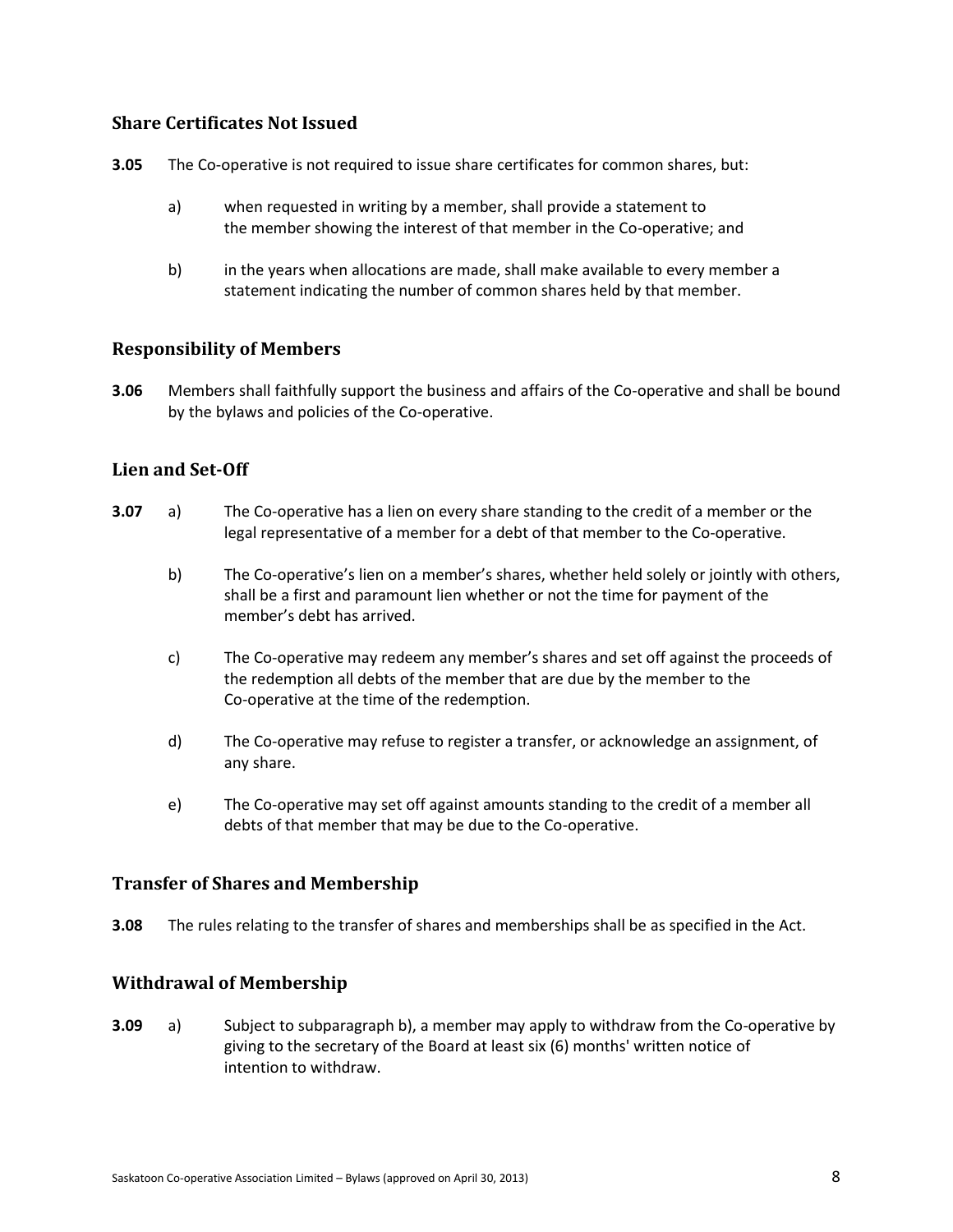### Share Certificates Not Issued

**3.05** The Co-operative is not required to issue share certificates for common shares, but:

a) when requested in writing by a member, shall provide a statement to the member showing the interest of that member in the Co-operative; and

b) in the years when allocations are made, shall make available to every member a statement indicating the number of common shares held by that member.

### Responsibility of Members

**3.06** Members shall faithfully support the business and affairs of the Co-operative and shall be bound by the bylaws and policies of the Co-operative.

### Lien and Set-Off

**3.07** a) The Co-operative has a lien on every share standing to the credit of a member or the legal representative of a member for a debt of that member to the Co-operative.

b) The Co-operative's lien on a member's shares, whether held solely or jointly with others, shall be a first and paramount lien whether or not the time for payment of the member's debt has arrived.

c) The Co-operative may redeem any member's shares and set off against the proceeds of the redemption all debts of the member that are due by the member to the Co-operative at the time of the redemption.

d) The Co-operative may refuse to register a transfer, or acknowledge an assignment, of any share.

e) The Co-operative may set off against amounts standing to the credit of a member all debts of that member that may be due to the Co-operative.

### Transfer of Shares and Membership

**3.08** The rules relating to the transfer of shares and memberships shall be as specified in the Act.

### Withdrawal of Membership

**3.09** a) Subject to subparagraph b), a member may apply to withdraw from the Co-operative by giving to the secretary of the Board at least six (6) months' written notice of intention to withdraw.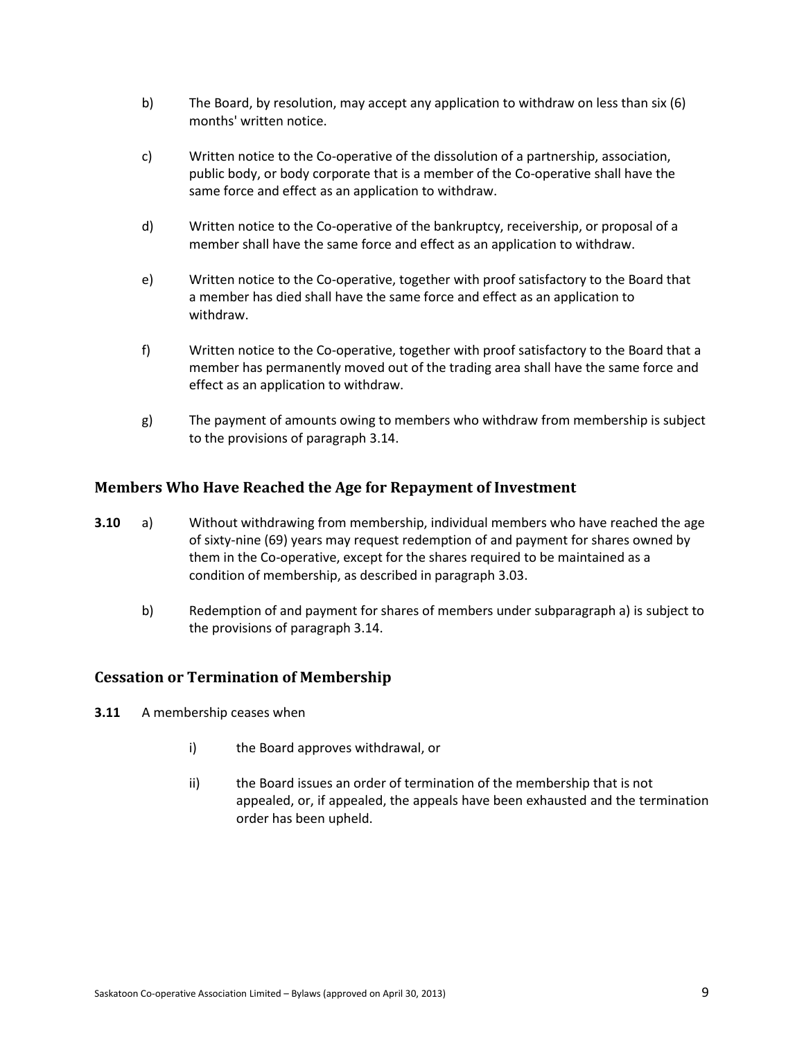b) The Board, by resolution, may accept any application to withdraw on less than six (6) months' written notice.

c) Written notice to the Co-operative of the dissolution of a partnership, association, public body, or body corporate that is a member of the Co-operative shall have the same force and effect as an application to withdraw.

d) Written notice to the Co-operative of the bankruptcy, receivership, or proposal of a member shall have the same force and effect as an application to withdraw.

e) Written notice to the Co-operative, together with proof satisfactory to the Board that a member has died shall have the same force and effect as an application to withdraw.

f) Written notice to the Co-operative, together with proof satisfactory to the Board that a member has permanently moved out of the trading area shall have the same force and effect as an application to withdraw.

g) The payment of amounts owing to members who withdraw from membership is subject to the provisions of paragraph 3.14.

## Members Who Have Reached the Age for Repayment of Investment

**3.10** a) Without withdrawing from membership, individual members who have reached the age of sixty-nine (69) years may request redemption of and payment for shares owned by them in the Co-operative, except for the shares required to be maintained as a condition of membership, as described in paragraph 3.03.

b) Redemption of and payment for shares of members under subparagraph a) is subject to the provisions of paragraph 3.14.

## Cessation or Termination of Membership

**3.11** A membership ceases when

i) the Board approves withdrawal, or

ii) the Board issues an order of termination of the membership that is not appealed, or, if appealed, the appeals have been exhausted and the termination order has been upheld.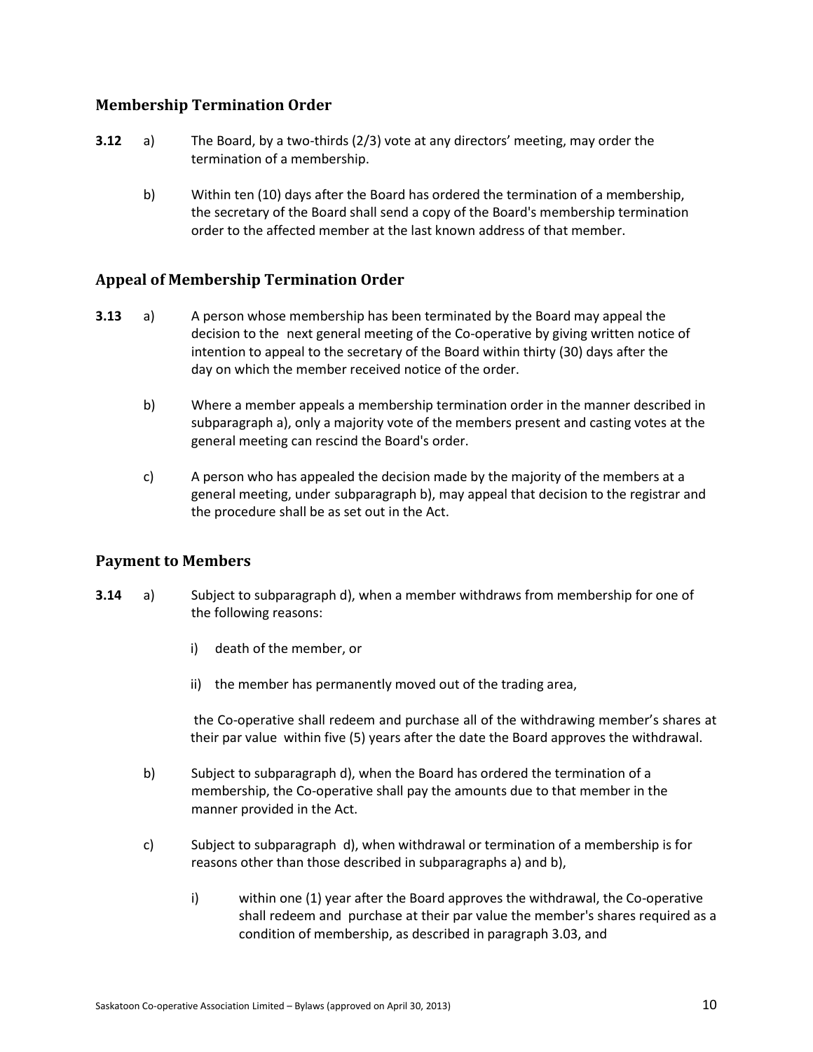## Membership Termination Order

**3.12** a) The Board, by a two-thirds (2/3) vote at any directors' meeting, may order the termination of a membership.

b) Within ten (10) days after the Board has ordered the termination of a membership, the secretary of the Board shall send a copy of the Board's membership termination order to the affected member at the last known address of that member.

## Appeal of Membership Termination Order

**3.13** a) A person whose membership has been terminated by the Board may appeal the decision to the next general meeting of the Co-operative by giving written notice of intention to appeal to the secretary of the Board within thirty (30) days after the day on which the member received notice of the order.

b) Where a member appeals a membership termination order in the manner described in subparagraph a), only a majority vote of the members present and casting votes at the general meeting can rescind the Board's order.

c) A person who has appealed the decision made by the majority of the members at a general meeting, under subparagraph b), may appeal that decision to the registrar and the procedure shall be as set out in the Act.

## Payment to Members

**3.14** a) Subject to subparagraph d), when a member withdraws from membership for one of the following reasons:

i) death of the member, or

ii) the member has permanently moved out of the trading area,

the Co-operative shall redeem and purchase all of the withdrawing member's shares at their par value within five (5) years after the date the Board approves the withdrawal.

b) Subject to subparagraph d), when the Board has ordered the termination of a membership, the Co-operative shall pay the amounts due to that member in the manner provided in the Act.

c) Subject to subparagraph d), when withdrawal or termination of a membership is for reasons other than those described in subparagraphs a) and b),

i) within one (1) year after the Board approves the withdrawal, the Co-operative shall redeem and purchase at their par value the member's shares required as a condition of membership, as described in paragraph 3.03, and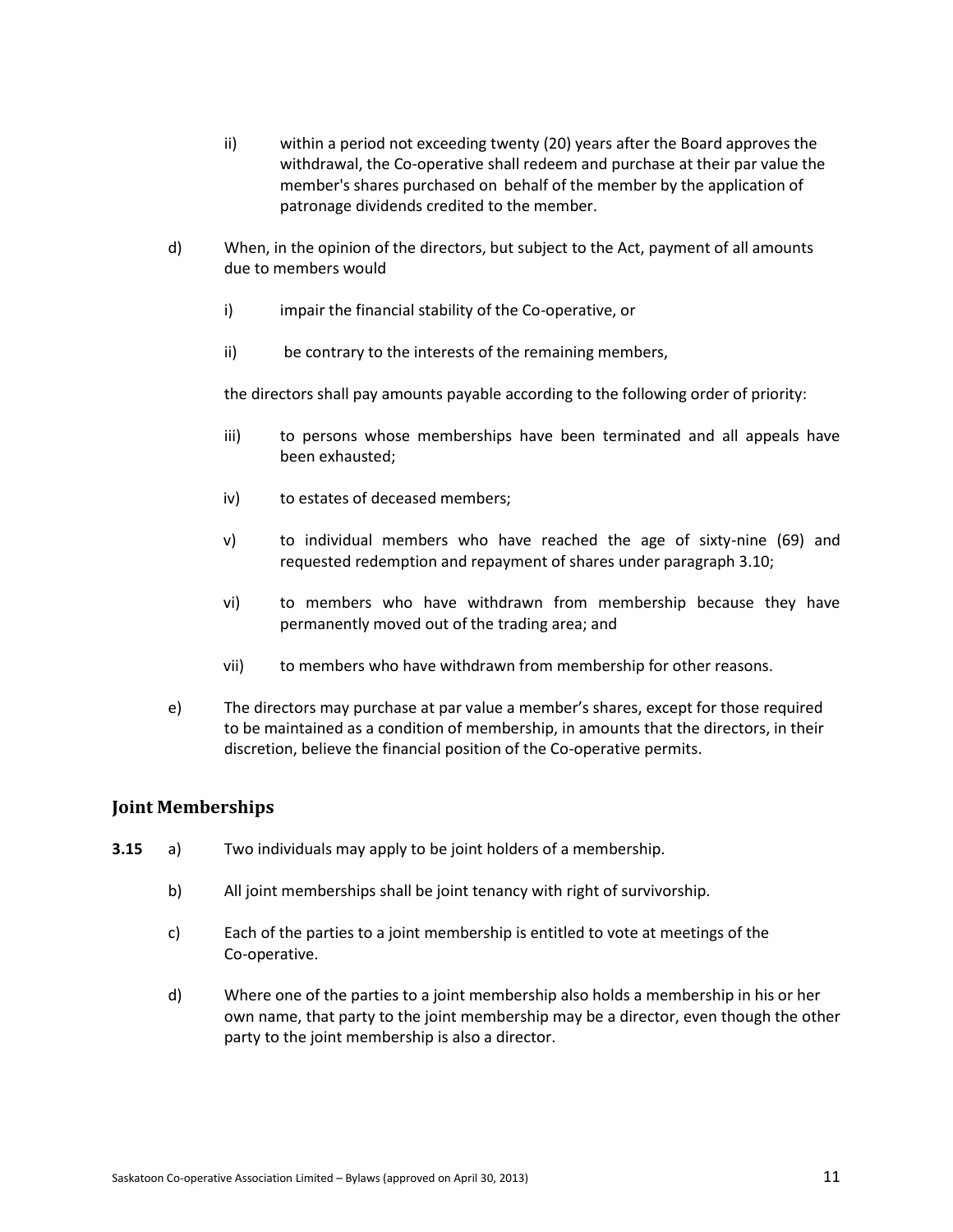ii) within a period not exceeding twenty (20) years after the Board approves the withdrawal, the Co-operative shall redeem and purchase at their par value the member's shares purchased on behalf of the member by the application of patronage dividends credited to the member.

d) When, in the opinion of the directors, but subject to the Act, payment of all amounts due to members would

i) impair the financial stability of the Co-operative, or

ii) be contrary to the interests of the remaining members,

the directors shall pay amounts payable according to the following order of priority:

iii) to persons whose memberships have been terminated and all appeals have been exhausted;

iv) to estates of deceased members;

v) to individual members who have reached the age of sixty-nine (69) and requested redemption and repayment of shares under paragraph 3.10;

vi) to members who have withdrawn from membership because they have permanently moved out of the trading area; and

vii) to members who have withdrawn from membership for other reasons.

e) The directors may purchase at par value a member's shares, except for those required to be maintained as a condition of membership, in amounts that the directors, in their discretion, believe the financial position of the Co-operative permits.

## Joint Memberships

**3.15** a) Two individuals may apply to be joint holders of a membership.

b) All joint memberships shall be joint tenancy with right of survivorship.

c) Each of the parties to a joint membership is entitled to vote at meetings of the Co-operative.

d) Where one of the parties to a joint membership also holds a membership in his or her own name, that party to the joint membership may be a director, even though the other party to the joint membership is also a director.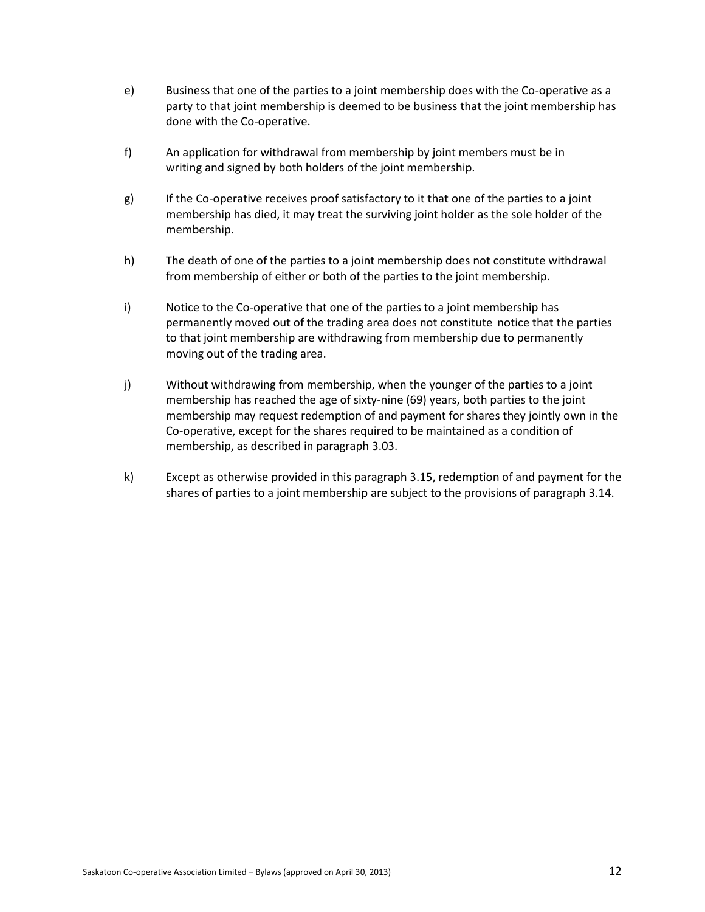e) Business that one of the parties to a joint membership does with the Co-operative as a party to that joint membership is deemed to be business that the joint membership has done with the Co-operative.

f) An application for withdrawal from membership by joint members must be in writing and signed by both holders of the joint membership.

g) If the Co-operative receives proof satisfactory to it that one of the parties to a joint membership has died, it may treat the surviving joint holder as the sole holder of the membership.

h) The death of one of the parties to a joint membership does not constitute withdrawal from membership of either or both of the parties to the joint membership.

i) Notice to the Co-operative that one of the parties to a joint membership has permanently moved out of the trading area does not constitute notice that the parties to that joint membership are withdrawing from membership due to permanently moving out of the trading area.

j) Without withdrawing from membership, when the younger of the parties to a joint membership has reached the age of sixty-nine (69) years, both parties to the joint membership may request redemption of and payment for shares they jointly own in the Co-operative, except for the shares required to be maintained as a condition of membership, as described in paragraph 3.03.

k) Except as otherwise provided in this paragraph 3.15, redemption of and payment for the shares of parties to a joint membership are subject to the provisions of paragraph 3.14.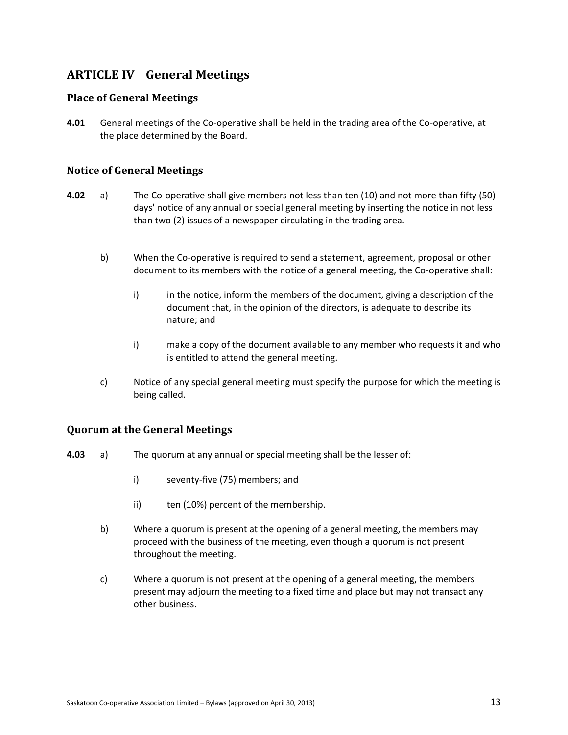## ARTICLE IV General Meetings

### Place of General Meetings

**4.01** General meetings of the Co-operative shall be held in the trading area of the Co-operative, at the place determined by the Board.

### Notice of General Meetings

**4.02** a) The Co-operative shall give members not less than ten (10) and not more than fifty (50) days' notice of any annual or special general meeting by inserting the notice in not less than two (2) issues of a newspaper circulating in the trading area.

b) When the Co-operative is required to send a statement, agreement, proposal or other document to its members with the notice of a general meeting, the Co-operative shall:

i) in the notice, inform the members of the document, giving a description of the document that, in the opinion of the directors, is adequate to describe its nature; and

i) make a copy of the document available to any member who requests it and who is entitled to attend the general meeting.

c) Notice of any special general meeting must specify the purpose for which the meeting is being called.

### Quorum at the General Meetings

**4.03** a) The quorum at any annual or special meeting shall be the lesser of:

i) seventy-five (75) members; and

ii) ten (10%) percent of the membership.

b) Where a quorum is present at the opening of a general meeting, the members may proceed with the business of the meeting, even though a quorum is not present throughout the meeting.

c) Where a quorum is not present at the opening of a general meeting, the members present may adjourn the meeting to a fixed time and place but may not transact any other business.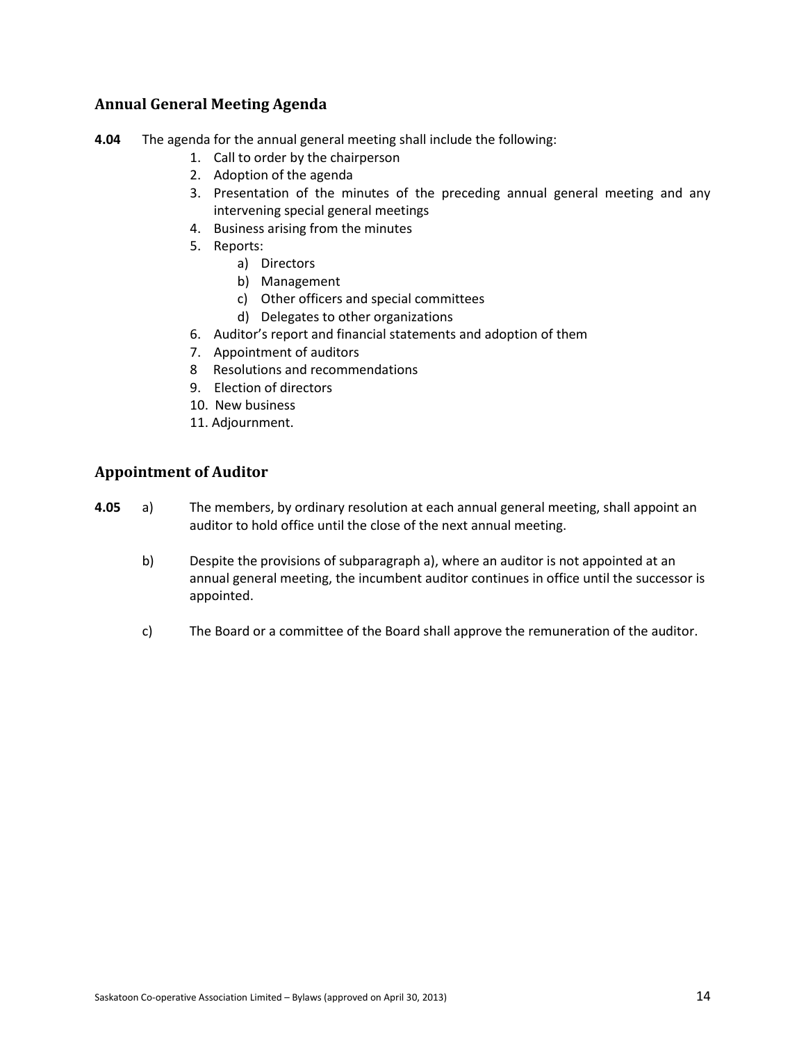## Annual General Meeting Agenda

**4.04** The agenda for the annual general meeting shall include the following:

1. Call to order by the chairperson
2. Adoption of the agenda
3. Presentation of the minutes of the preceding annual general meeting and any intervening special general meetings
4. Business arising from the minutes
5. Reports:
    a) Directors
    b) Management
    c) Other officers and special committees
    d) Delegates to other organizations
6. Auditor's report and financial statements and adoption of them
7. Appointment of auditors
8. Resolutions and recommendations
9. Election of directors
10. New business
11. Adjournment.

## Appointment of Auditor

**4.05** a) The members, by ordinary resolution at each annual general meeting, shall appoint an auditor to hold office until the close of the next annual meeting.

b) Despite the provisions of subparagraph a), where an auditor is not appointed at an annual general meeting, the incumbent auditor continues in office until the successor is appointed.

c) The Board or a committee of the Board shall approve the remuneration of the auditor.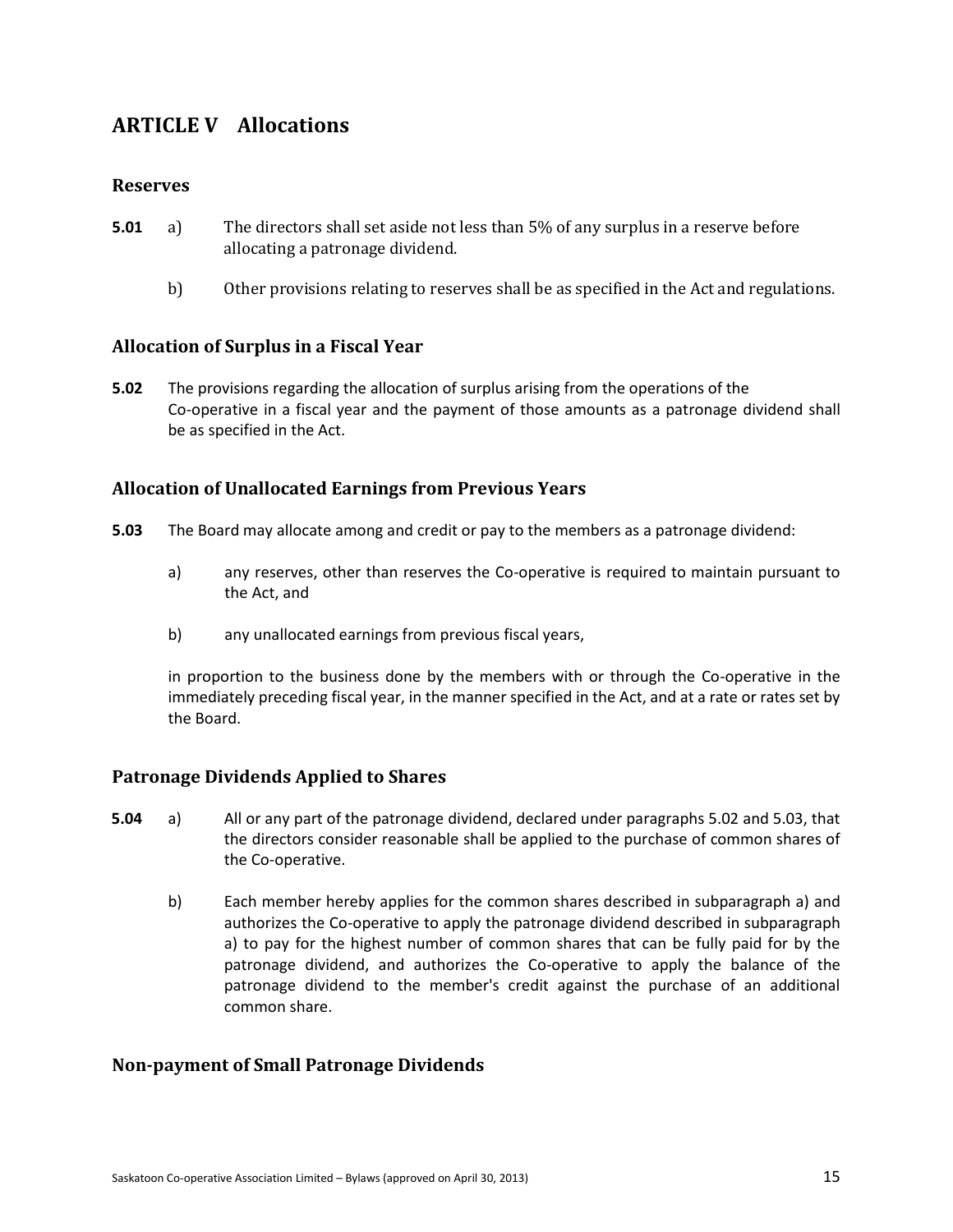## ARTICLE V Allocations

### Reserves

**5.01** a) The directors shall set aside not less than 5% of any surplus in a reserve before allocating a patronage dividend.

b) Other provisions relating to reserves shall be as specified in the Act and regulations.

### Allocation of Surplus in a Fiscal Year

**5.02** The provisions regarding the allocation of surplus arising from the operations of the Co-operative in a fiscal year and the payment of those amounts as a patronage dividend shall be as specified in the Act.

### Allocation of Unallocated Earnings from Previous Years

**5.03** The Board may allocate among and credit or pay to the members as a patronage dividend:

a) any reserves, other than reserves the Co-operative is required to maintain pursuant to the Act, and

b) any unallocated earnings from previous fiscal years,

in proportion to the business done by the members with or through the Co-operative in the immediately preceding fiscal year, in the manner specified in the Act, and at a rate or rates set by the Board.

### Patronage Dividends Applied to Shares

**5.04** a) All or any part of the patronage dividend, declared under paragraphs 5.02 and 5.03, that the directors consider reasonable shall be applied to the purchase of common shares of the Co-operative.

b) Each member hereby applies for the common shares described in subparagraph a) and authorizes the Co-operative to apply the patronage dividend described in subparagraph a) to pay for the highest number of common shares that can be fully paid for by the patronage dividend, and authorizes the Co-operative to apply the balance of the patronage dividend to the member's credit against the purchase of an additional common share.

### Non-payment of Small Patronage Dividends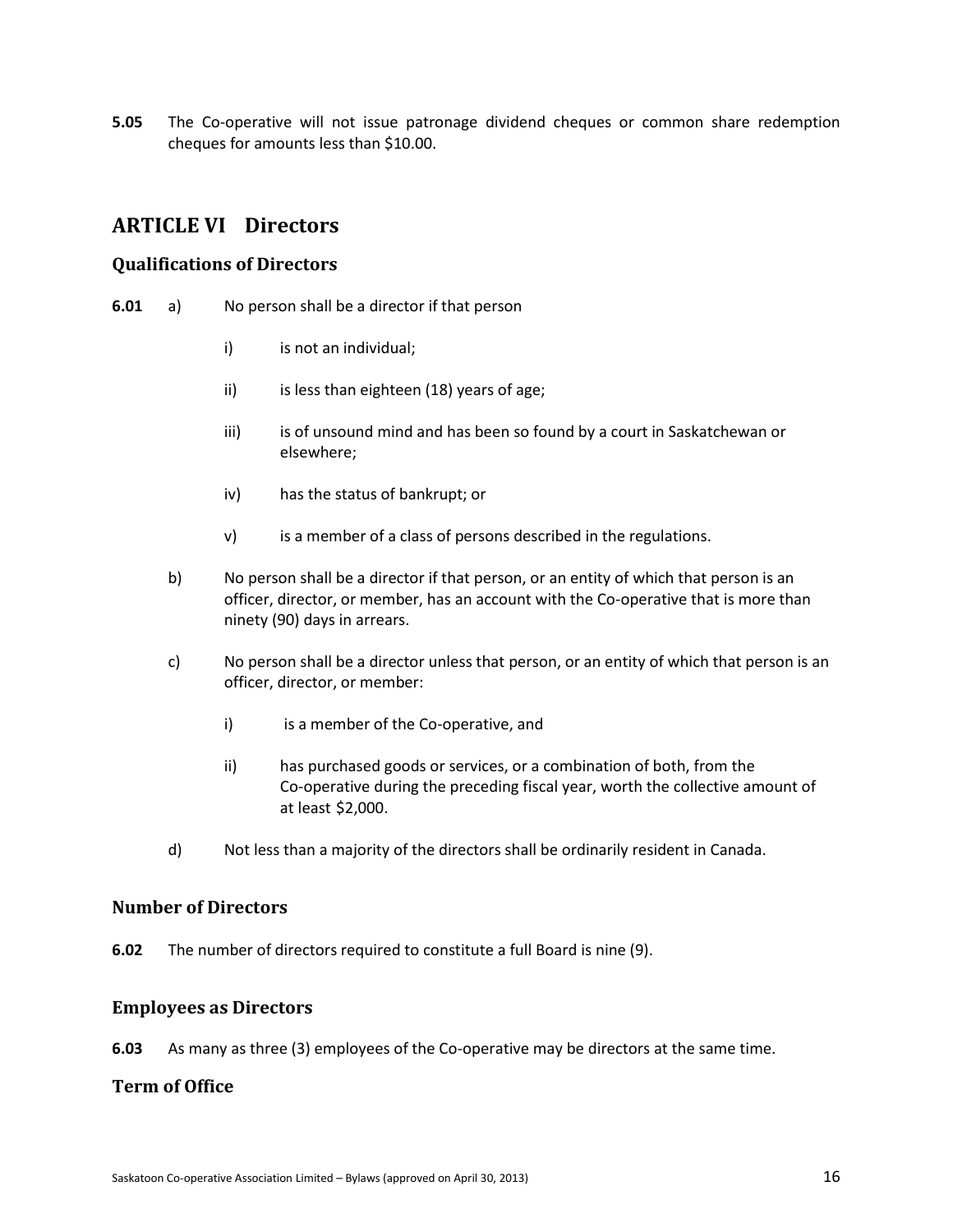**5.05** The Co-operative will not issue patronage dividend cheques or common share redemption cheques for amounts less than $10.00.

## ARTICLE VI Directors

### Qualifications of Directors

**6.01** a) No person shall be a director if that person

i) is not an individual;

ii) is less than eighteen (18) years of age;

iii) is of unsound mind and has been so found by a court in Saskatchewan or elsewhere;

iv) has the status of bankrupt; or

v) is a member of a class of persons described in the regulations.

b) No person shall be a director if that person, or an entity of which that person is an officer, director, or member, has an account with the Co-operative that is more than ninety (90) days in arrears.

c) No person shall be a director unless that person, or an entity of which that person is an officer, director, or member:

i) is a member of the Co-operative, and

ii) has purchased goods or services, or a combination of both, from the Co-operative during the preceding fiscal year, worth the collective amount of at least $2,000.

d) Not less than a majority of the directors shall be ordinarily resident in Canada.

### Number of Directors

**6.02** The number of directors required to constitute a full Board is nine (9).

### Employees as Directors

**6.03** As many as three (3) employees of the Co-operative may be directors at the same time.

### Term of Office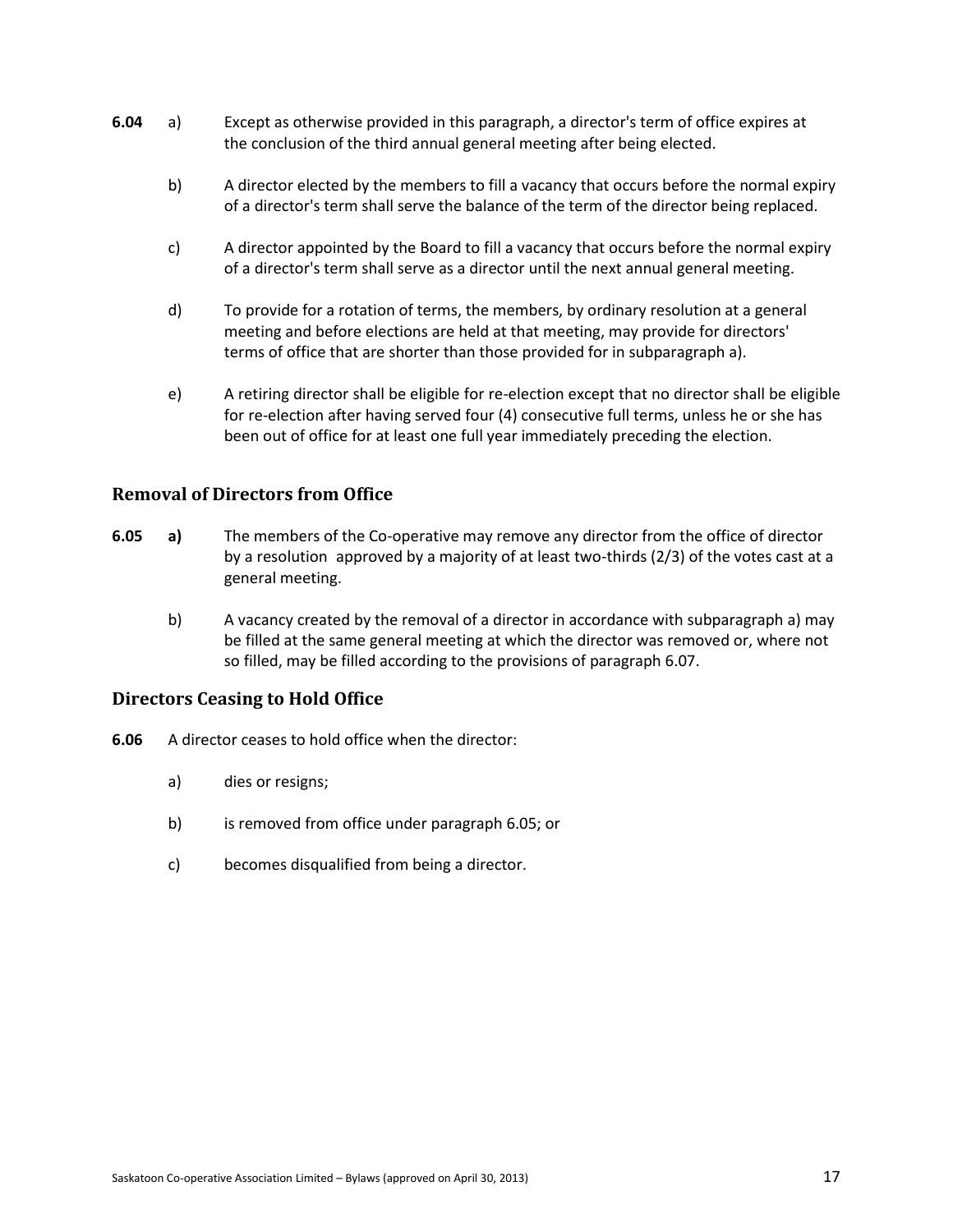**6.04** a) Except as otherwise provided in this paragraph, a director's term of office expires at the conclusion of the third annual general meeting after being elected.

b) A director elected by the members to fill a vacancy that occurs before the normal expiry of a director's term shall serve the balance of the term of the director being replaced.

c) A director appointed by the Board to fill a vacancy that occurs before the normal expiry of a director's term shall serve as a director until the next annual general meeting.

d) To provide for a rotation of terms, the members, by ordinary resolution at a general meeting and before elections are held at that meeting, may provide for directors' terms of office that are shorter than those provided for in subparagraph a).

e) A retiring director shall be eligible for re-election except that no director shall be eligible for re-election after having served four (4) consecutive full terms, unless he or she has been out of office for at least one full year immediately preceding the election.

## Removal of Directors from Office

**6.05** **a)** The members of the Co-operative may remove any director from the office of director by a resolution approved by a majority of at least two-thirds (2/3) of the votes cast at a general meeting.

b) A vacancy created by the removal of a director in accordance with subparagraph a) may be filled at the same general meeting at which the director was removed or, where not so filled, may be filled according to the provisions of paragraph 6.07.

## Directors Ceasing to Hold Office

**6.06** A director ceases to hold office when the director:

a) dies or resigns;

b) is removed from office under paragraph 6.05; or

c) becomes disqualified from being a director.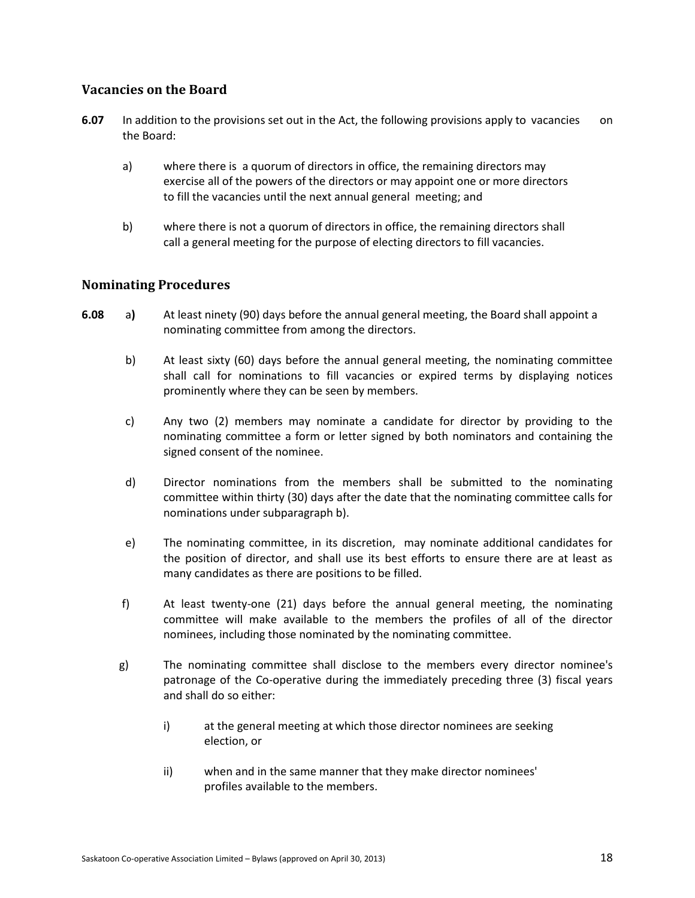## Vacancies on the Board

**6.07** In addition to the provisions set out in the Act, the following provisions apply to vacancies on the Board:

a) where there is a quorum of directors in office, the remaining directors may exercise all of the powers of the directors or may appoint one or more directors to fill the vacancies until the next annual general meeting; and

b) where there is not a quorum of directors in office, the remaining directors shall call a general meeting for the purpose of electing directors to fill vacancies.

## Nominating Procedures

**6.08** a**)** At least ninety (90) days before the annual general meeting, the Board shall appoint a nominating committee from among the directors.

b) At least sixty (60) days before the annual general meeting, the nominating committee shall call for nominations to fill vacancies or expired terms by displaying notices prominently where they can be seen by members.

c) Any two (2) members may nominate a candidate for director by providing to the nominating committee a form or letter signed by both nominators and containing the signed consent of the nominee.

d) Director nominations from the members shall be submitted to the nominating committee within thirty (30) days after the date that the nominating committee calls for nominations under subparagraph b).

e) The nominating committee, in its discretion, may nominate additional candidates for the position of director, and shall use its best efforts to ensure there are at least as many candidates as there are positions to be filled.

f) At least twenty-one (21) days before the annual general meeting, the nominating committee will make available to the members the profiles of all of the director nominees, including those nominated by the nominating committee.

g) The nominating committee shall disclose to the members every director nominee's patronage of the Co-operative during the immediately preceding three (3) fiscal years and shall do so either:

i) at the general meeting at which those director nominees are seeking election, or

ii) when and in the same manner that they make director nominees' profiles available to the members.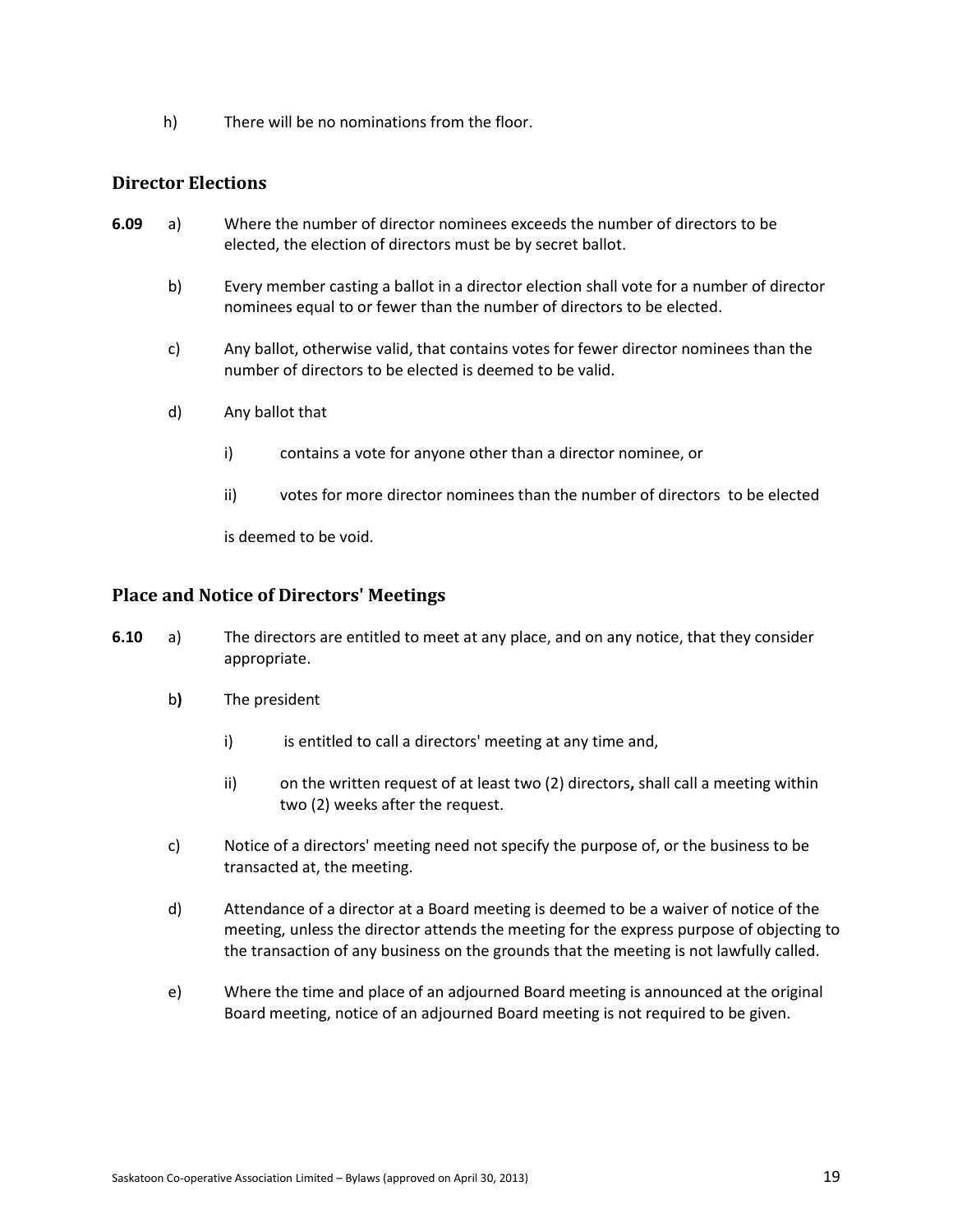h) There will be no nominations from the floor.

### Director Elections

**6.09** a) Where the number of director nominees exceeds the number of directors to be elected, the election of directors must be by secret ballot.

b) Every member casting a ballot in a director election shall vote for a number of director nominees equal to or fewer than the number of directors to be elected.

c) Any ballot, otherwise valid, that contains votes for fewer director nominees than the number of directors to be elected is deemed to be valid.

d) Any ballot that

i) contains a vote for anyone other than a director nominee, or

ii) votes for more director nominees than the number of directors to be elected

is deemed to be void.

### Place and Notice of Directors' Meetings

**6.10** a) The directors are entitled to meet at any place, and on any notice, that they consider appropriate.

b**)** The president

i) is entitled to call a directors' meeting at any time and,

ii) on the written request of at least two (2) directors**,** shall call a meeting within two (2) weeks after the request.

c) Notice of a directors' meeting need not specify the purpose of, or the business to be transacted at, the meeting.

d) Attendance of a director at a Board meeting is deemed to be a waiver of notice of the meeting, unless the director attends the meeting for the express purpose of objecting to the transaction of any business on the grounds that the meeting is not lawfully called.

e) Where the time and place of an adjourned Board meeting is announced at the original Board meeting, notice of an adjourned Board meeting is not required to be given.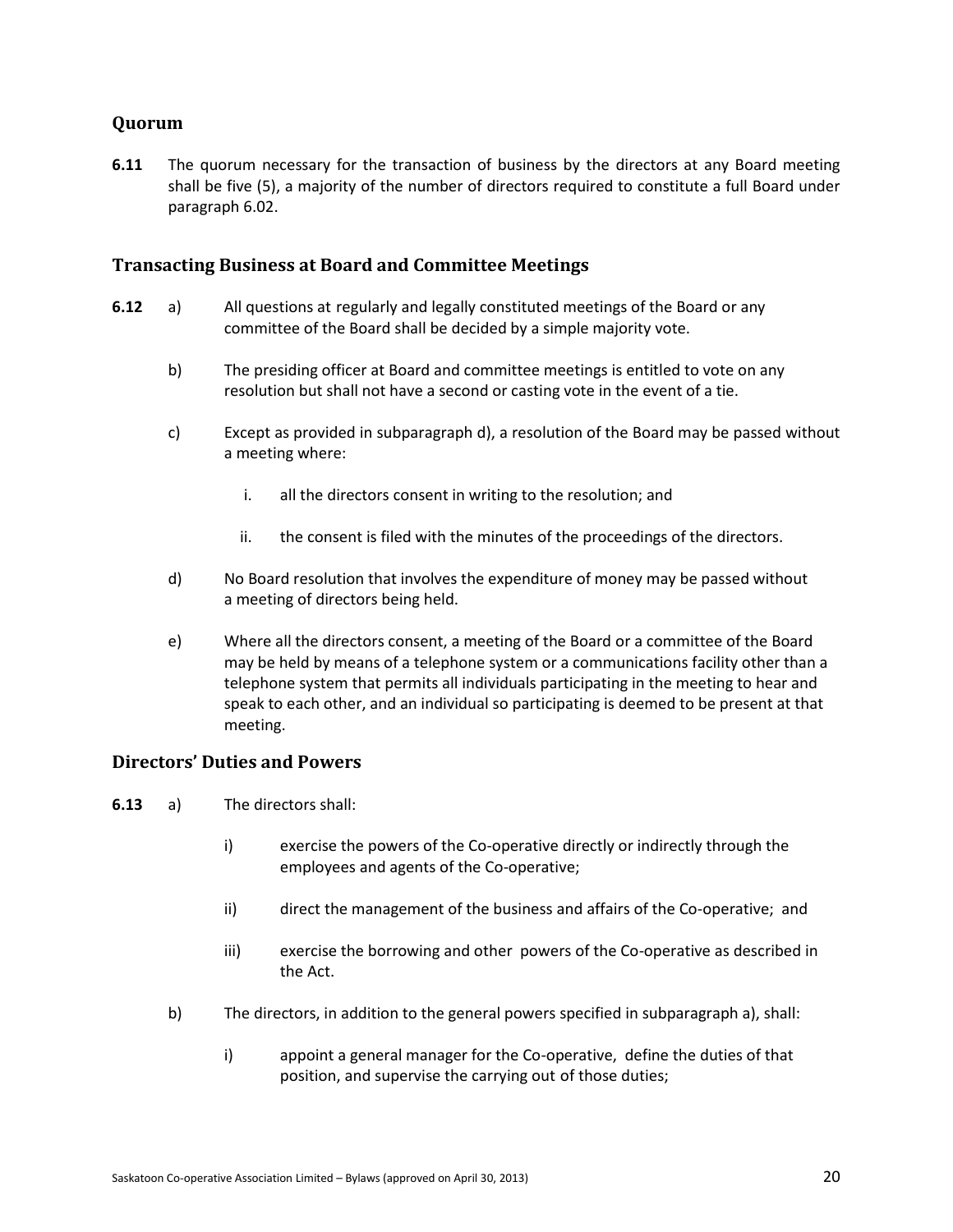## Quorum

**6.11** The quorum necessary for the transaction of business by the directors at any Board meeting shall be five (5), a majority of the number of directors required to constitute a full Board under paragraph 6.02.

## Transacting Business at Board and Committee Meetings

**6.12**

a) All questions at regularly and legally constituted meetings of the Board or any committee of the Board shall be decided by a simple majority vote.

b) The presiding officer at Board and committee meetings is entitled to vote on any resolution but shall not have a second or casting vote in the event of a tie.

c) Except as provided in subparagraph d), a resolution of the Board may be passed without a meeting where:

   i. all the directors consent in writing to the resolution; and

   ii. the consent is filed with the minutes of the proceedings of the directors.

d) No Board resolution that involves the expenditure of money may be passed without a meeting of directors being held.

e) Where all the directors consent, a meeting of the Board or a committee of the Board may be held by means of a telephone system or a communications facility other than a telephone system that permits all individuals participating in the meeting to hear and speak to each other, and an individual so participating is deemed to be present at that meeting.

## Directors' Duties and Powers

**6.13**

a) The directors shall:

   i) exercise the powers of the Co-operative directly or indirectly through the employees and agents of the Co-operative;

   ii) direct the management of the business and affairs of the Co-operative; and

   iii) exercise the borrowing and other powers of the Co-operative as described in the Act.

b) The directors, in addition to the general powers specified in subparagraph a), shall:

   i) appoint a general manager for the Co-operative, define the duties of that position, and supervise the carrying out of those duties;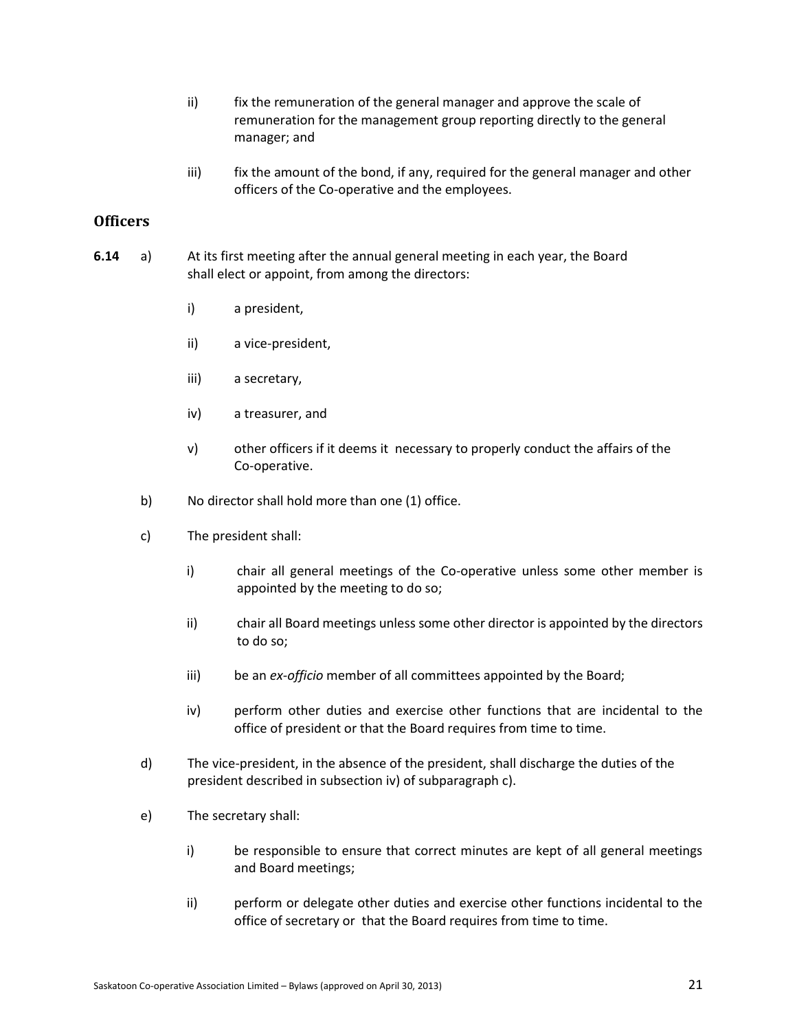ii) fix the remuneration of the general manager and approve the scale of remuneration for the management group reporting directly to the general manager; and

iii) fix the amount of the bond, if any, required for the general manager and other officers of the Co-operative and the employees.

## Officers

**6.14** a) At its first meeting after the annual general meeting in each year, the Board shall elect or appoint, from among the directors:

i) a president,

ii) a vice-president,

iii) a secretary,

iv) a treasurer, and

v) other officers if it deems it necessary to properly conduct the affairs of the Co-operative.

b) No director shall hold more than one (1) office.

c) The president shall:

i) chair all general meetings of the Co-operative unless some other member is appointed by the meeting to do so;

ii) chair all Board meetings unless some other director is appointed by the directors to do so;

iii) be an *ex-officio* member of all committees appointed by the Board;

iv) perform other duties and exercise other functions that are incidental to the office of president or that the Board requires from time to time.

d) The vice-president, in the absence of the president, shall discharge the duties of the president described in subsection iv) of subparagraph c).

e) The secretary shall:

i) be responsible to ensure that correct minutes are kept of all general meetings and Board meetings;

ii) perform or delegate other duties and exercise other functions incidental to the office of secretary or that the Board requires from time to time.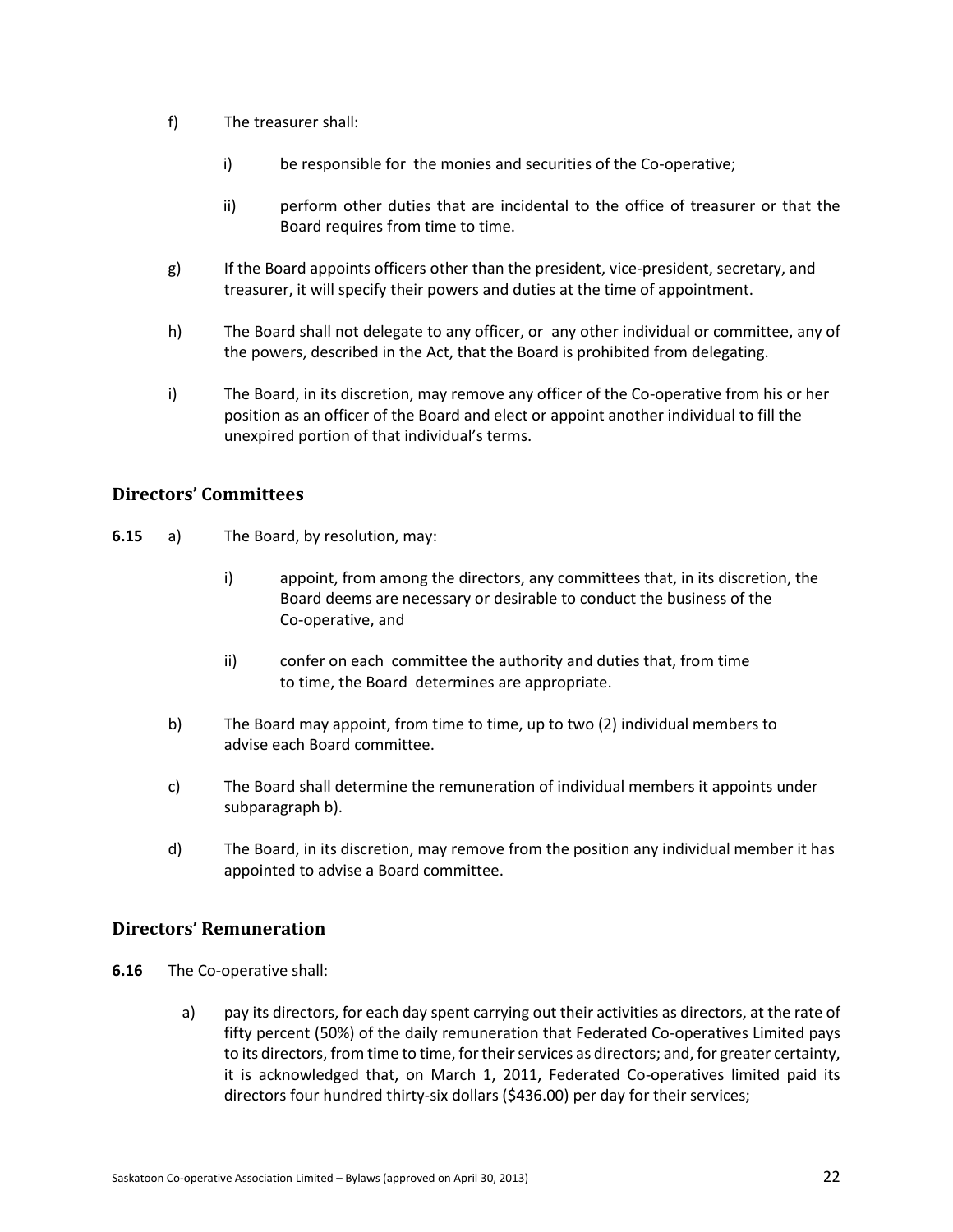f) The treasurer shall:

   i) be responsible for the monies and securities of the Co-operative;

   ii) perform other duties that are incidental to the office of treasurer or that the Board requires from time to time.

g) If the Board appoints officers other than the president, vice-president, secretary, and treasurer, it will specify their powers and duties at the time of appointment.

h) The Board shall not delegate to any officer, or any other individual or committee, any of the powers, described in the Act, that the Board is prohibited from delegating.

i) The Board, in its discretion, may remove any officer of the Co-operative from his or her position as an officer of the Board and elect or appoint another individual to fill the unexpired portion of that individual's terms.

## Directors' Committees

**6.15** a) The Board, by resolution, may:

   i) appoint, from among the directors, any committees that, in its discretion, the Board deems are necessary or desirable to conduct the business of the Co-operative, and

   ii) confer on each committee the authority and duties that, from time to time, the Board determines are appropriate.

b) The Board may appoint, from time to time, up to two (2) individual members to advise each Board committee.

c) The Board shall determine the remuneration of individual members it appoints under subparagraph b).

d) The Board, in its discretion, may remove from the position any individual member it has appointed to advise a Board committee.

## Directors' Remuneration

**6.16** The Co-operative shall:

   a) pay its directors, for each day spent carrying out their activities as directors, at the rate of fifty percent (50%) of the daily remuneration that Federated Co-operatives Limited pays to its directors, from time to time, for their services as directors; and, for greater certainty, it is acknowledged that, on March 1, 2011, Federated Co-operatives limited paid its directors four hundred thirty-six dollars ($436.00) per day for their services;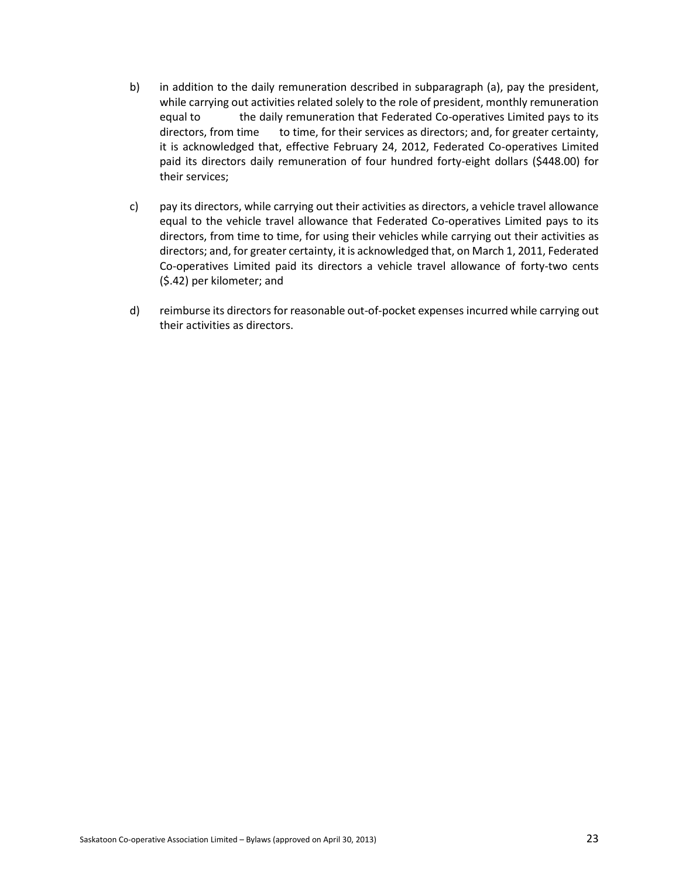b) in addition to the daily remuneration described in subparagraph (a), pay the president, while carrying out activities related solely to the role of president, monthly remuneration equal to the daily remuneration that Federated Co-operatives Limited pays to its directors, from time to time, for their services as directors; and, for greater certainty, it is acknowledged that, effective February 24, 2012, Federated Co-operatives Limited paid its directors daily remuneration of four hundred forty-eight dollars ($448.00) for their services;

c) pay its directors, while carrying out their activities as directors, a vehicle travel allowance equal to the vehicle travel allowance that Federated Co-operatives Limited pays to its directors, from time to time, for using their vehicles while carrying out their activities as directors; and, for greater certainty, it is acknowledged that, on March 1, 2011, Federated Co-operatives Limited paid its directors a vehicle travel allowance of forty-two cents ($.42) per kilometer; and

d) reimburse its directors for reasonable out-of-pocket expenses incurred while carrying out their activities as directors.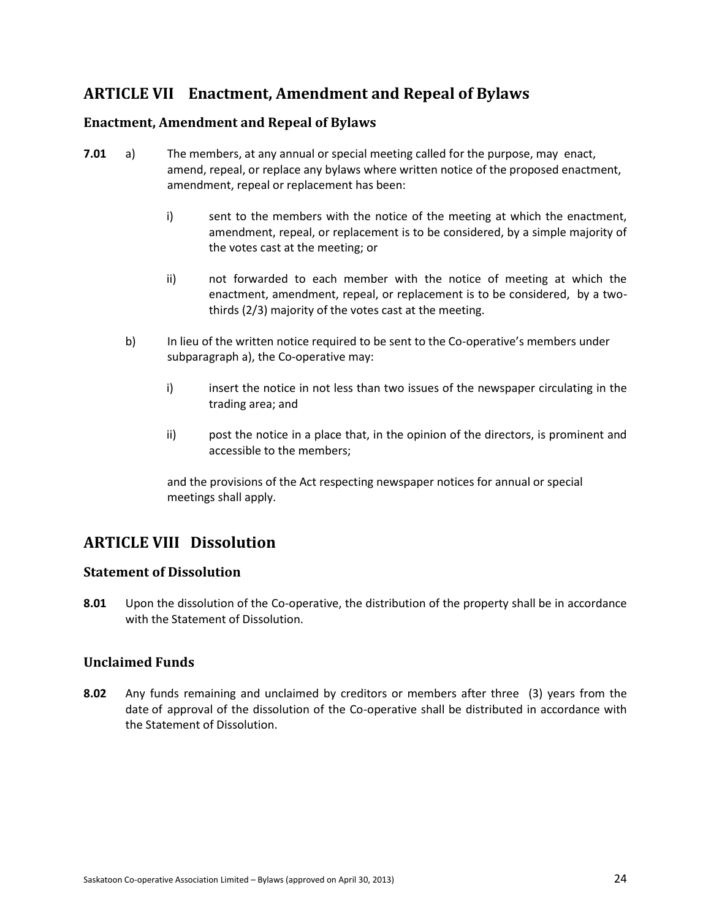## ARTICLE VII Enactment, Amendment and Repeal of Bylaws

### Enactment, Amendment and Repeal of Bylaws

**7.01** a) The members, at any annual or special meeting called for the purpose, may enact, amend, repeal, or replace any bylaws where written notice of the proposed enactment, amendment, repeal or replacement has been:

i) sent to the members with the notice of the meeting at which the enactment, amendment, repeal, or replacement is to be considered, by a simple majority of the votes cast at the meeting; or

ii) not forwarded to each member with the notice of meeting at which the enactment, amendment, repeal, or replacement is to be considered, by a two-thirds (2/3) majority of the votes cast at the meeting.

b) In lieu of the written notice required to be sent to the Co-operative's members under subparagraph a), the Co-operative may:

i) insert the notice in not less than two issues of the newspaper circulating in the trading area; and

ii) post the notice in a place that, in the opinion of the directors, is prominent and accessible to the members;

and the provisions of the Act respecting newspaper notices for annual or special meetings shall apply.

## ARTICLE VIII Dissolution

### Statement of Dissolution

**8.01** Upon the dissolution of the Co-operative, the distribution of the property shall be in accordance with the Statement of Dissolution.

### Unclaimed Funds

**8.02** Any funds remaining and unclaimed by creditors or members after three (3) years from the date of approval of the dissolution of the Co-operative shall be distributed in accordance with the Statement of Dissolution.